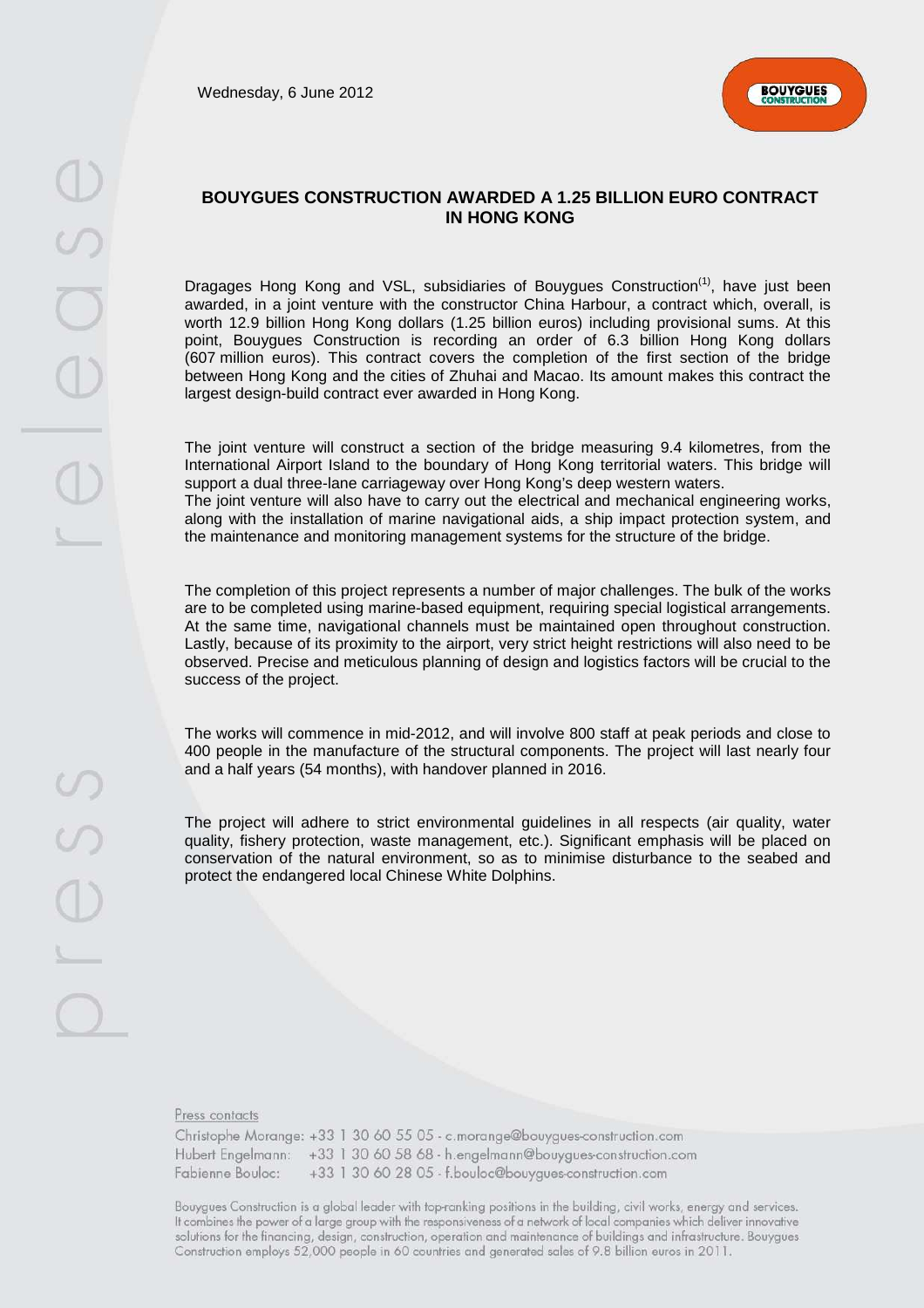Wednesday, 6 June 2012

# BOUYGUES CONSTRUCTION AWARDED A 1.25 BILLION EURO CONTRACT IN HONG KONG

Dragages Hong Kong and VSL, subsidiaries of Bouygues Construction[1], have just been awarded, in a joint venture with the constructor China Harbour, a contract which, overall, is worth 12.9 billion Hong Kong dollars (1.25 billion euros) including provisional sums. At this point, Bouygues Construction is recording an order of 6.3 billion Hong Kong dollars (607 million euros). This contract covers the completion of the first section of the bridge between Hong Kong and the cities of Zhuhai and Macao. Its amount makes this contract the largest design-build contract ever awarded in Hong Kong.

The joint venture will construct a section of the bridge measuring 9.4 kilometres, from the International Airport Island to the boundary of Hong Kong territorial waters. This bridge will support a dual three-lane carriageway over Hong Kong's deep western waters.
The joint venture will also have to carry out the electrical and mechanical engineering works, along with the installation of marine navigational aids, a ship impact protection system, and the maintenance and monitoring management systems for the structure of the bridge.

The completion of this project represents a number of major challenges. The bulk of the works are to be completed using marine-based equipment, requiring special logistical arrangements. At the same time, navigational channels must be maintained open throughout construction. Lastly, because of its proximity to the airport, very strict height restrictions will also need to be observed. Precise and meticulous planning of design and logistics factors will be crucial to the success of the project.

The works will commence in mid-2012, and will involve 800 staff at peak periods and close to 400 people in the manufacture of the structural components. The project will last nearly four and a half years (54 months), with handover planned in 2016.

The project will adhere to strict environmental guidelines in all respects (air quality, water quality, fishery protection, waste management, etc.). Significant emphasis will be placed on conservation of the natural environment, so as to minimise disturbance to the seabed and protect the endangered local Chinese White Dolphins.

Press contacts

Christophe Morange: +33 1 30 60 55 05 - c.morange@bouygues-construction.com
Hubert Engelmann: +33 1 30 60 58 68 - h.engelmann@bouygues-construction.com
Fabienne Bouloc: +33 1 30 60 28 05 - f.bouloc@bouygues-construction.com

Bouygues Construction is a global leader with top-ranking positions in the building, civil works, energy and services. It combines the power of a large group with the responsiveness of a network of local companies which deliver innovative solutions for the financing, design, construction, operation and maintenance of buildings and infrastructure. Bouygues Construction employs 52,000 people in 60 countries and generated sales of 9.8 billion euros in 2011.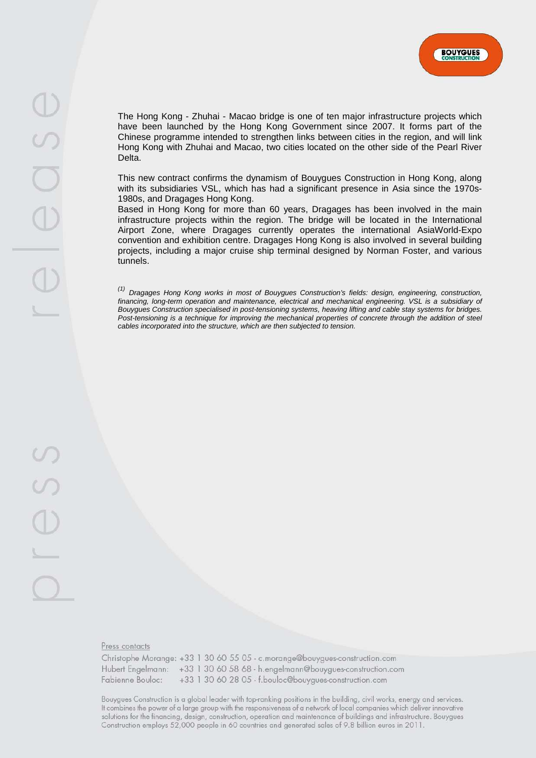The Hong Kong - Zhuhai - Macao bridge is one of ten major infrastructure projects which have been launched by the Hong Kong Government since 2007. It forms part of the Chinese programme intended to strengthen links between cities in the region, and will link Hong Kong with Zhuhai and Macao, two cities located on the other side of the Pearl River Delta.

This new contract confirms the dynamism of Bouygues Construction in Hong Kong, along with its subsidiaries VSL, which has had a significant presence in Asia since the 1970s-1980s, and Dragages Hong Kong.
Based in Hong Kong for more than 60 years, Dragages has been involved in the main infrastructure projects within the region. The bridge will be located in the International Airport Zone, where Dragages currently operates the international AsiaWorld-Expo convention and exhibition centre. Dragages Hong Kong is also involved in several building projects, including a major cruise ship terminal designed by Norman Foster, and various tunnels.

*(1) Dragages Hong Kong works in most of Bouygues Construction's fields: design, engineering, construction, financing, long-term operation and maintenance, electrical and mechanical engineering. VSL is a subsidiary of Bouygues Construction specialised in post-tensioning systems, heaving lifting and cable stay systems for bridges. Post-tensioning is a technique for improving the mechanical properties of concrete through the addition of steel cables incorporated into the structure, which are then subjected to tension.*

Press contacts

Christophe Morange: +33 1 30 60 55 05 - c.morange@bouygues-construction.com
Hubert Engelmann: +33 1 30 60 58 68 - h.engelmann@bouygues-construction.com
Fabienne Bouloc: +33 1 30 60 28 05 - f.bouloc@bouygues-construction.com

Bouygues Construction is a global leader with top-ranking positions in the building, civil works, energy and services. It combines the power of a large group with the responsiveness of a network of local companies which deliver innovative solutions for the financing, design, construction, operation and maintenance of buildings and infrastructure. Bouygues Construction employs 52,000 people in 60 countries and generated sales of 9.8 billion euros in 2011.